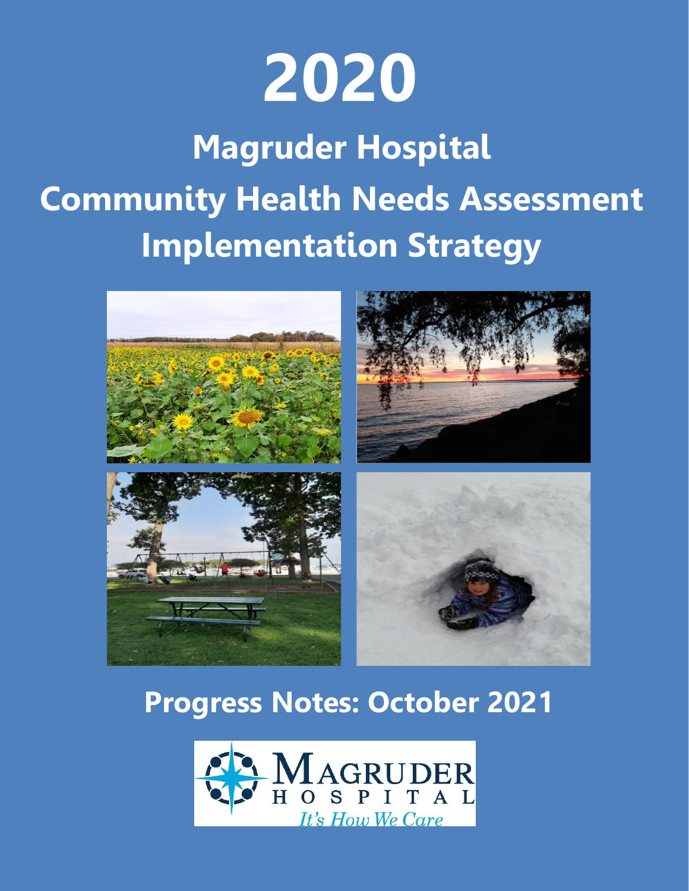# 2020

## Magruder Hospital

## Community Health Needs Assessment Implementation Strategy

## Progress Notes: October 2021

MAGRUDER HOSPITAL

*It's How We Care*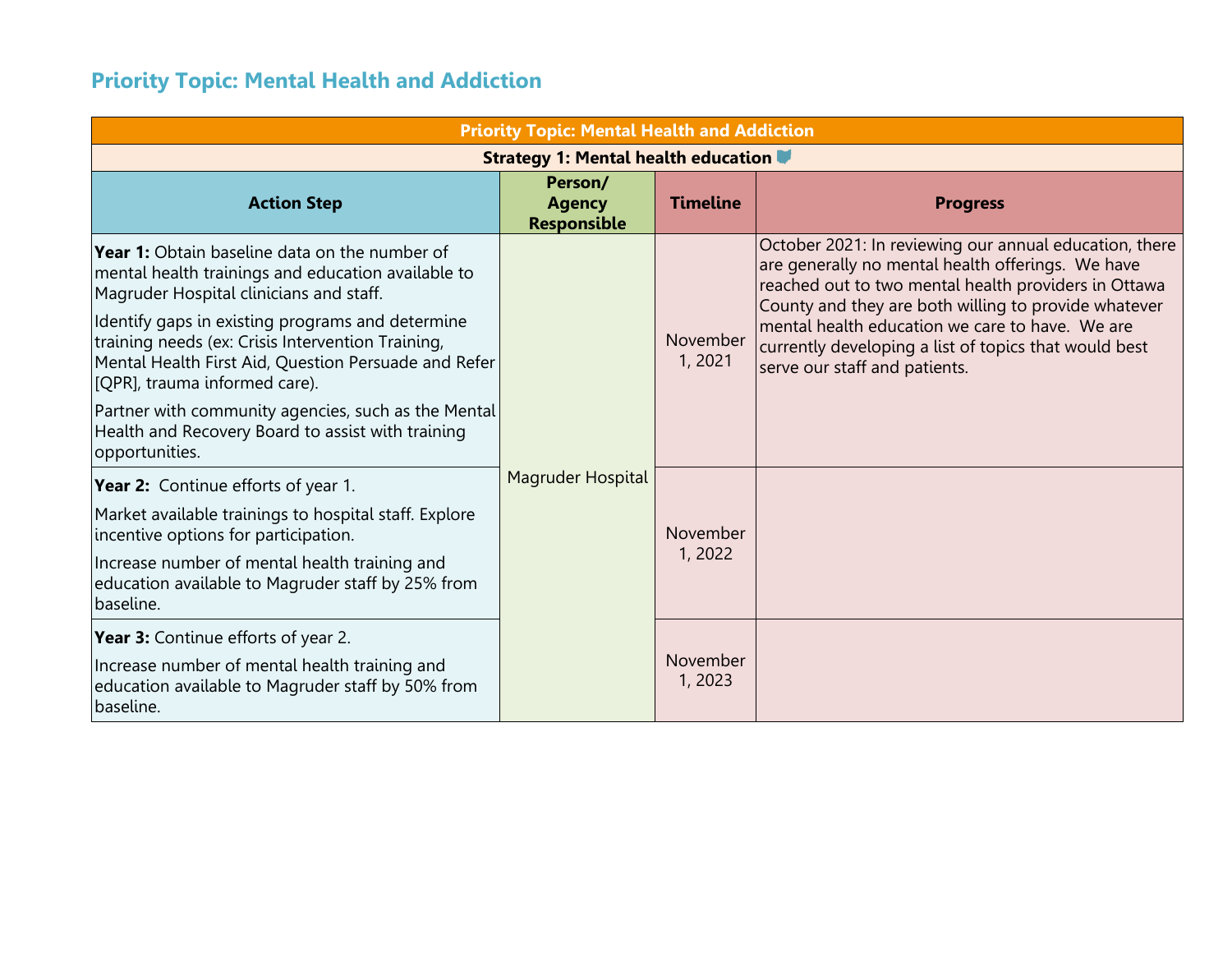## Priority Topic: Mental Health and Addiction

| Priority Topic: Mental Health and Addiction | | | |
|---|---|---|---|
| **Strategy 1: Mental health education** | | | |
| **Action Step** | **Person/ Agency Responsible** | **Timeline** | **Progress** |
| **Year 1:** Obtain baseline data on the number of mental health trainings and education available to Magruder Hospital clinicians and staff.<br>Identify gaps in existing programs and determine training needs (ex: Crisis Intervention Training, Mental Health First Aid, Question Persuade and Refer [QPR], trauma informed care).<br>Partner with community agencies, such as the Mental Health and Recovery Board to assist with training opportunities. | Magruder Hospital | November 1, 2021 | October 2021: In reviewing our annual education, there are generally no mental health offerings. We have reached out to two mental health providers in Ottawa County and they are both willing to provide whatever mental health education we care to have. We are currently developing a list of topics that would best serve our staff and patients. |
| **Year 2:** Continue efforts of year 1.<br>Market available trainings to hospital staff. Explore incentive options for participation.<br>Increase number of mental health training and education available to Magruder staff by 25% from baseline. | | November 1, 2022 | |
| **Year 3:** Continue efforts of year 2.<br>Increase number of mental health training and education available to Magruder staff by 50% from baseline. | | November 1, 2023 | |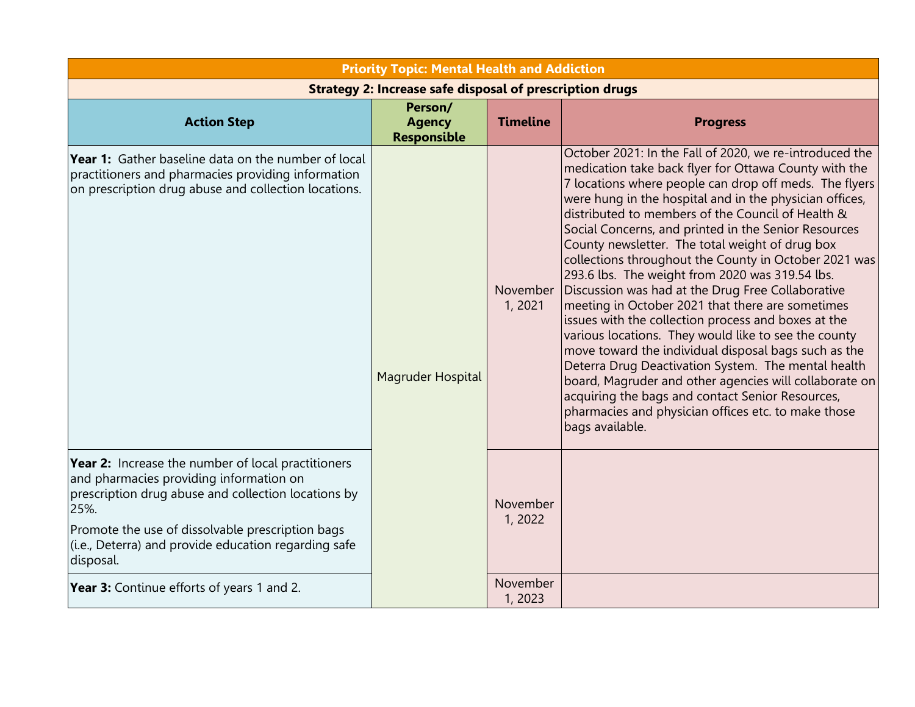| Priority Topic: Mental Health and Addiction | | | |
|---|---|---|---|
| **Strategy 2: Increase safe disposal of prescription drugs** | | | |
| **Action Step** | **Person/ Agency Responsible** | **Timeline** | **Progress** |
| **Year 1:** Gather baseline data on the number of local practitioners and pharmacies providing information on prescription drug abuse and collection locations. | Magruder Hospital | November 1, 2021 | October 2021: In the Fall of 2020, we re-introduced the medication take back flyer for Ottawa County with the 7 locations where people can drop off meds. The flyers were hung in the hospital and in the physician offices, distributed to members of the Council of Health & Social Concerns, and printed in the Senior Resources County newsletter. The total weight of drug box collections throughout the County in October 2021 was 293.6 lbs. The weight from 2020 was 319.54 lbs. Discussion was had at the Drug Free Collaborative meeting in October 2021 that there are sometimes issues with the collection process and boxes at the various locations. They would like to see the county move toward the individual disposal bags such as the Deterra Drug Deactivation System. The mental health board, Magruder and other agencies will collaborate on acquiring the bags and contact Senior Resources, pharmacies and physician offices etc. to make those bags available. |
| **Year 2:** Increase the number of local practitioners and pharmacies providing information on prescription drug abuse and collection locations by 25%. Promote the use of dissolvable prescription bags (i.e., Deterra) and provide education regarding safe disposal. | | November 1, 2022 | |
| **Year 3:** Continue efforts of years 1 and 2. | | November 1, 2023 | |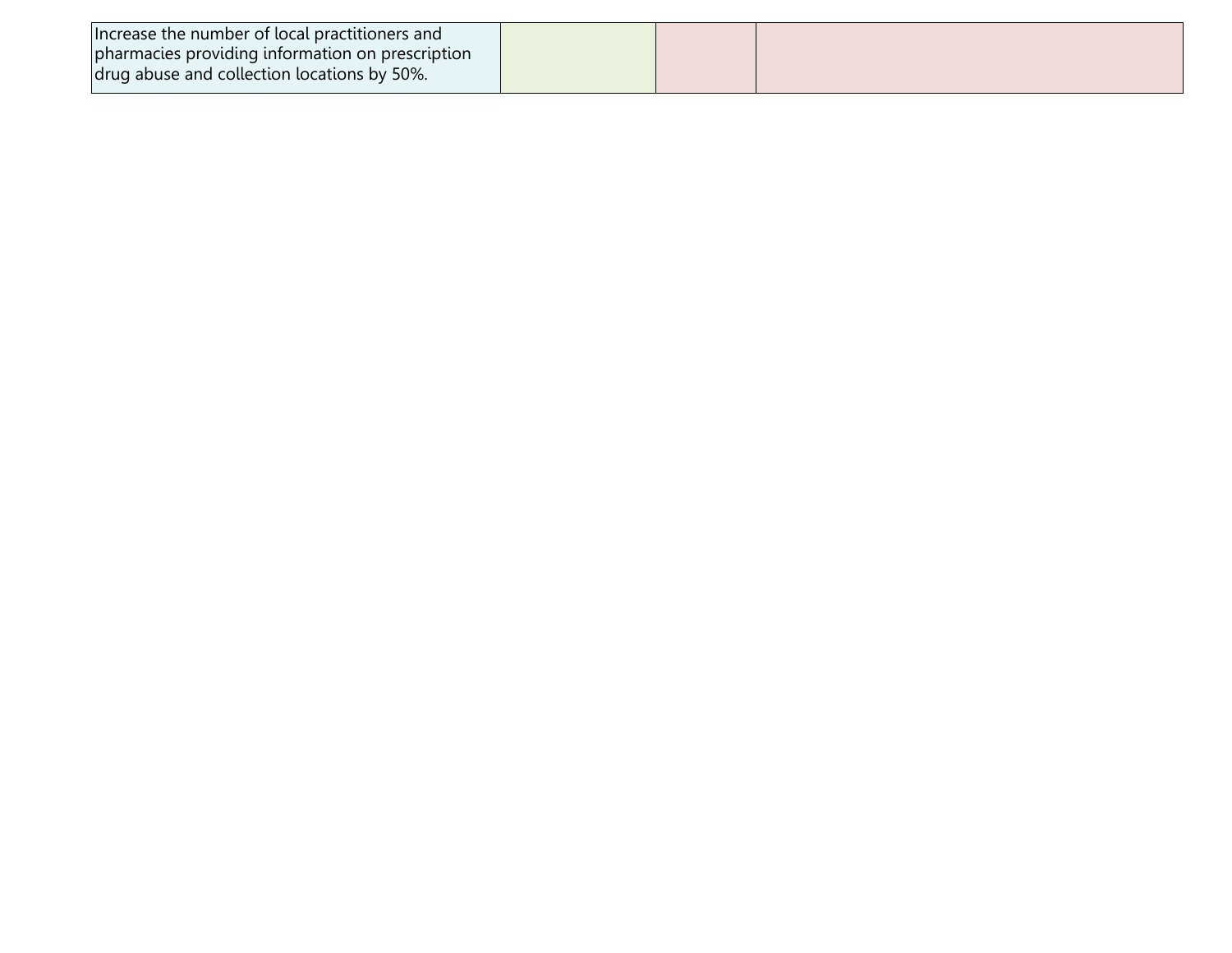| | | | |
|---|---|---|---|
| Increase the number of local practitioners and pharmacies providing information on prescription drug abuse and collection locations by 50%. | | | |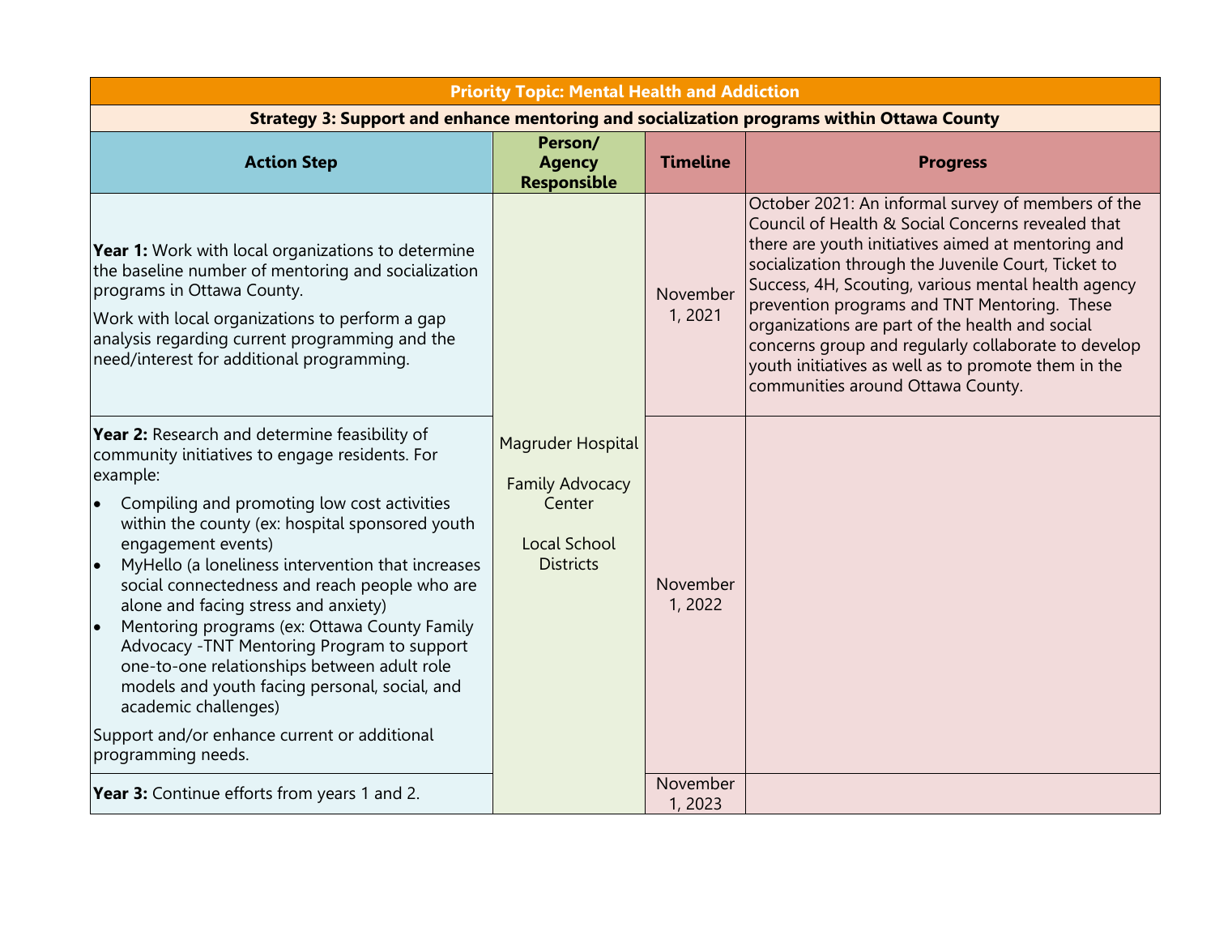| Priority Topic: Mental Health and Addiction | | | |
|---|---|---|---|
| **Strategy 3: Support and enhance mentoring and socialization programs within Ottawa County** | | | |
| **Action Step** | **Person/ Agency Responsible** | **Timeline** | **Progress** |
| **Year 1:** Work with local organizations to determine the baseline number of mentoring and socialization programs in Ottawa County.<br><br>Work with local organizations to perform a gap analysis regarding current programming and the need/interest for additional programming. | Magruder Hospital<br><br>Family Advocacy Center<br><br>Local School Districts | November 1, 2021 | October 2021: An informal survey of members of the Council of Health & Social Concerns revealed that there are youth initiatives aimed at mentoring and socialization through the Juvenile Court, Ticket to Success, 4H, Scouting, various mental health agency prevention programs and TNT Mentoring. These organizations are part of the health and social concerns group and regularly collaborate to develop youth initiatives as well as to promote them in the communities around Ottawa County. |
| **Year 2:** Research and determine feasibility of community initiatives to engage residents. For example:<br>• Compiling and promoting low cost activities within the county (ex: hospital sponsored youth engagement events)<br>• MyHello (a loneliness intervention that increases social connectedness and reach people who are alone and facing stress and anxiety)<br>• Mentoring programs (ex: Ottawa County Family Advocacy -TNT Mentoring Program to support one-to-one relationships between adult role models and youth facing personal, social, and academic challenges)<br><br>Support and/or enhance current or additional programming needs. | | November 1, 2022 | |
| **Year 3:** Continue efforts from years 1 and 2. | | November 1, 2023 | |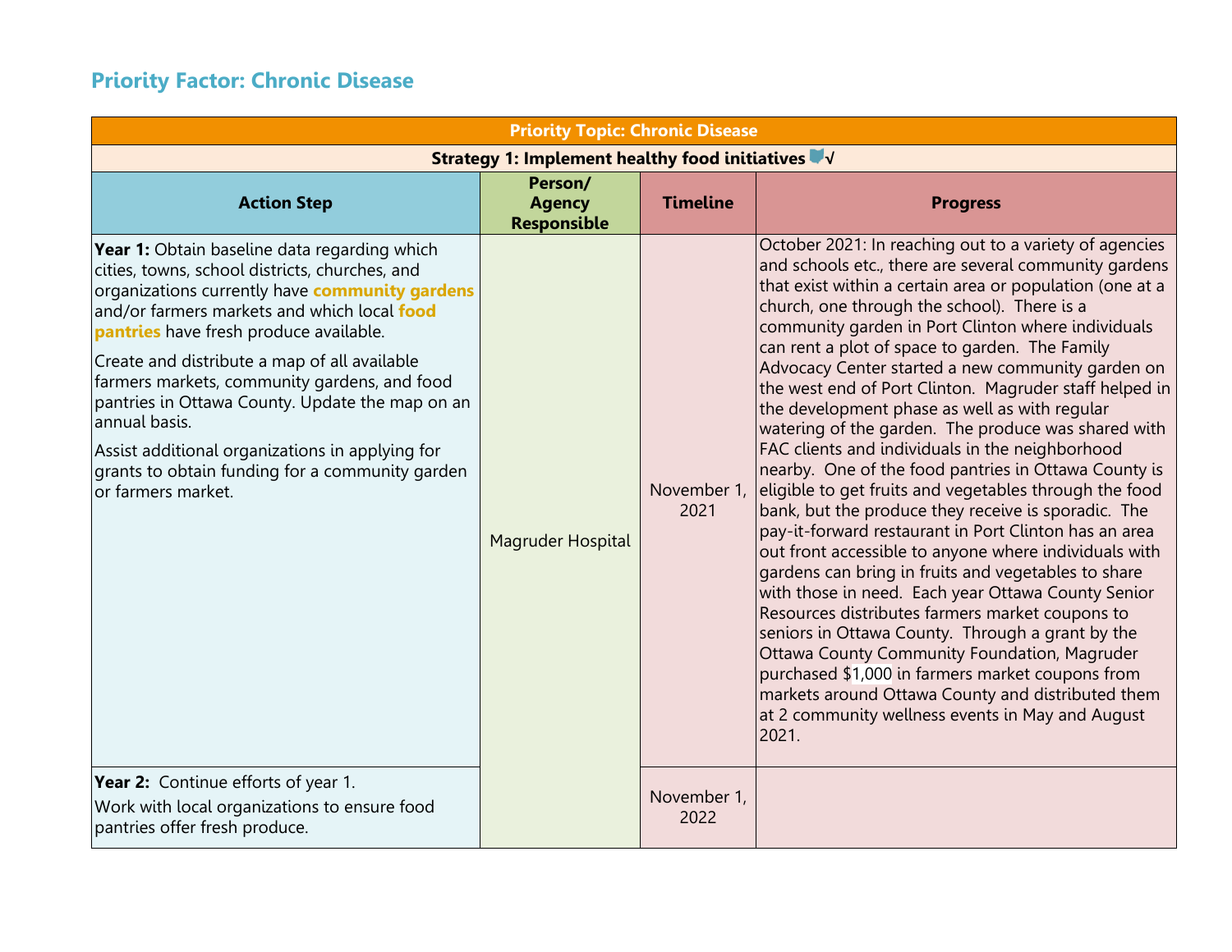## Priority Factor: Chronic Disease

| Priority Topic: Chronic Disease | | | |
|---|---|---|---|
| **Strategy 1: Implement healthy food initiatives √** | | | |
| **Action Step** | **Person/ Agency Responsible** | **Timeline** | **Progress** |
| **Year 1:** Obtain baseline data regarding which cities, towns, school districts, churches, and organizations currently have **community gardens** and/or farmers markets and which local **food pantries** have fresh produce available.<br><br>Create and distribute a map of all available farmers markets, community gardens, and food pantries in Ottawa County. Update the map on an annual basis.<br><br>Assist additional organizations in applying for grants to obtain funding for a community garden or farmers market. | Magruder Hospital | November 1, 2021 | October 2021: In reaching out to a variety of agencies and schools etc., there are several community gardens that exist within a certain area or population (one at a church, one through the school). There is a community garden in Port Clinton where individuals can rent a plot of space to garden. The Family Advocacy Center started a new community garden on the west end of Port Clinton. Magruder staff helped in the development phase as well as with regular watering of the garden. The produce was shared with FAC clients and individuals in the neighborhood nearby. One of the food pantries in Ottawa County is eligible to get fruits and vegetables through the food bank, but the produce they receive is sporadic. The pay-it-forward restaurant in Port Clinton has an area out front accessible to anyone where individuals with gardens can bring in fruits and vegetables to share with those in need. Each year Ottawa County Senior Resources distributes farmers market coupons to seniors in Ottawa County. Through a grant by the Ottawa County Community Foundation, Magruder purchased $1,000 in farmers market coupons from markets around Ottawa County and distributed them at 2 community wellness events in May and August 2021. |
| **Year 2:** Continue efforts of year 1.<br><br>Work with local organizations to ensure food pantries offer fresh produce. | | November 1, 2022 | |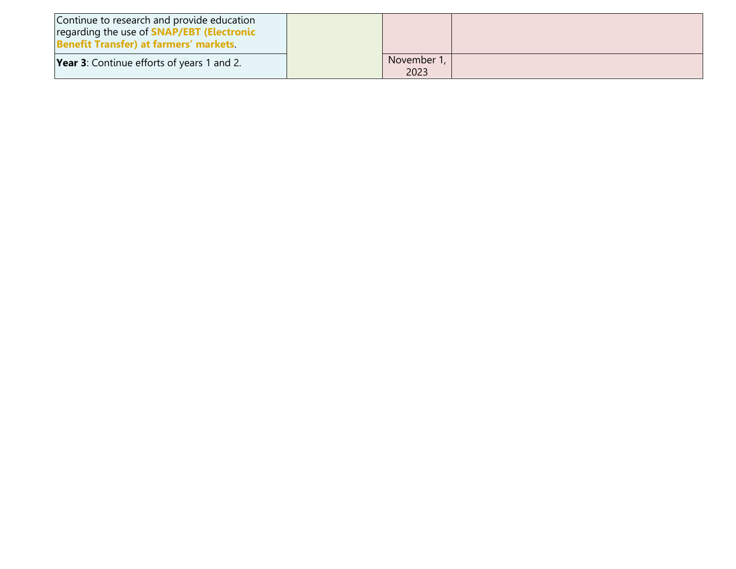| | | | |
|---|---|---|---|
| Continue to research and provide education regarding the use of **SNAP/EBT (Electronic Benefit Transfer) at farmers' markets**. | | | |
| **Year 3**: Continue efforts of years 1 and 2. | | November 1, 2023 | |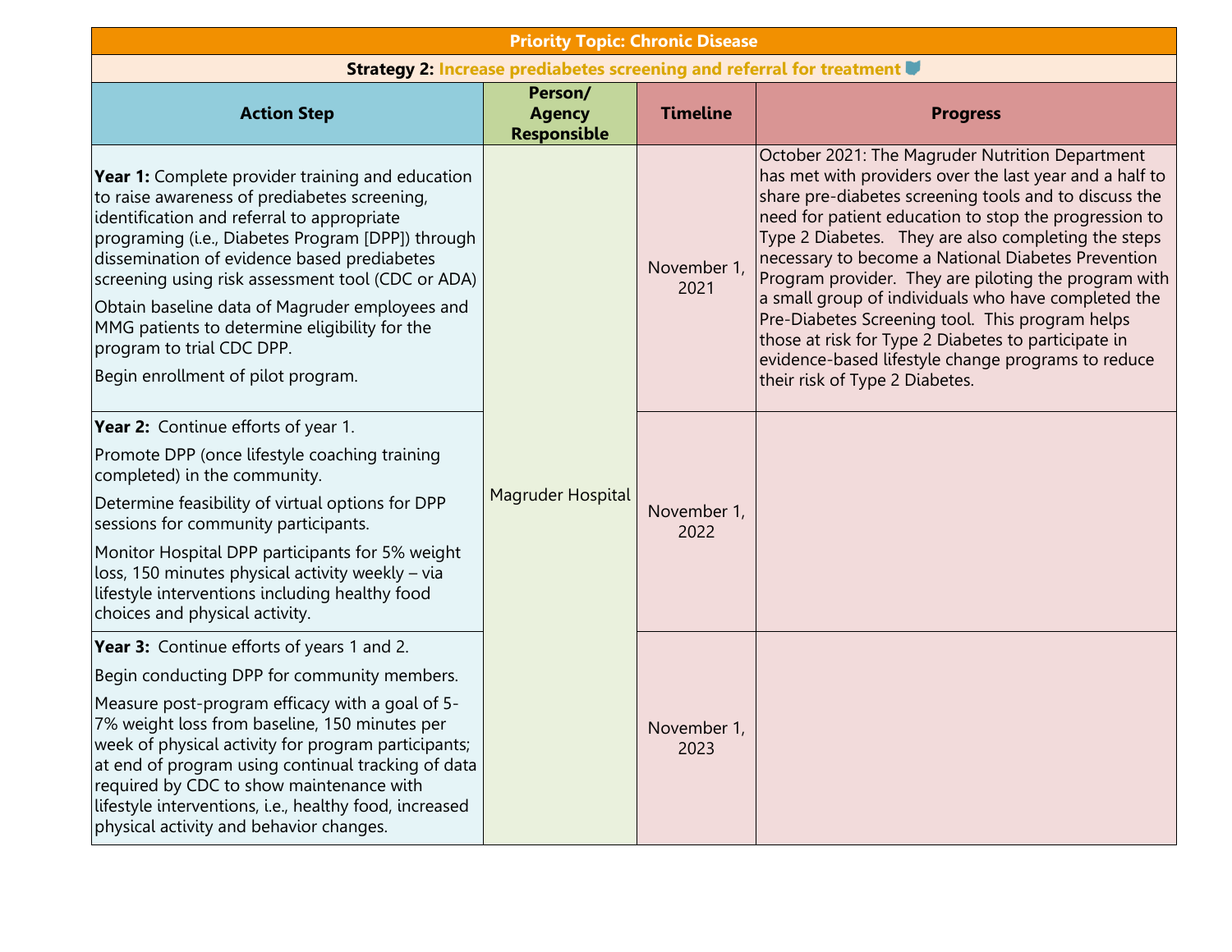| Priority Topic: Chronic Disease | | | |
|---|---|---|---|
| **Strategy 2: Increase prediabetes screening and referral for treatment** | | | |
| **Action Step** | **Person/ Agency Responsible** | **Timeline** | **Progress** |
| **Year 1:** Complete provider training and education to raise awareness of prediabetes screening, identification and referral to appropriate programing (i.e., Diabetes Program [DPP]) through dissemination of evidence based prediabetes screening using risk assessment tool (CDC or ADA)<br><br>Obtain baseline data of Magruder employees and MMG patients to determine eligibility for the program to trial CDC DPP.<br><br>Begin enrollment of pilot program. | Magruder Hospital | November 1, 2021 | October 2021: The Magruder Nutrition Department has met with providers over the last year and a half to share pre-diabetes screening tools and to discuss the need for patient education to stop the progression to Type 2 Diabetes. They are also completing the steps necessary to become a National Diabetes Prevention Program provider. They are piloting the program with a small group of individuals who have completed the Pre-Diabetes Screening tool. This program helps those at risk for Type 2 Diabetes to participate in evidence-based lifestyle change programs to reduce their risk of Type 2 Diabetes. |
| **Year 2:** Continue efforts of year 1.<br><br>Promote DPP (once lifestyle coaching training completed) in the community.<br><br>Determine feasibility of virtual options for DPP sessions for community participants.<br><br>Monitor Hospital DPP participants for 5% weight loss, 150 minutes physical activity weekly – via lifestyle interventions including healthy food choices and physical activity. | Magruder Hospital | November 1, 2022 | |
| **Year 3:** Continue efforts of years 1 and 2.<br><br>Begin conducting DPP for community members.<br><br>Measure post-program efficacy with a goal of 5-7% weight loss from baseline, 150 minutes per week of physical activity for program participants; at end of program using continual tracking of data required by CDC to show maintenance with lifestyle interventions, i.e., healthy food, increased physical activity and behavior changes. | Magruder Hospital | November 1, 2023 | |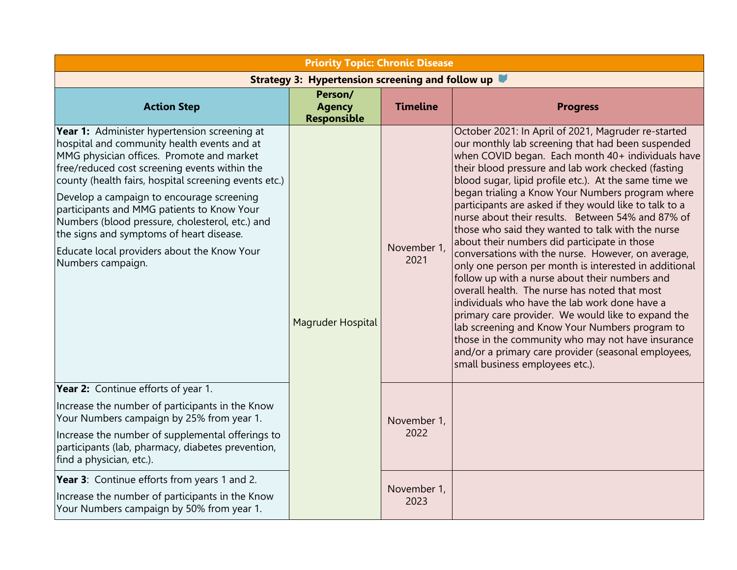| Priority Topic: Chronic Disease | | | |
|---|---|---|---|
| **Strategy 3: Hypertension screening and follow up** | | | |
| **Action Step** | **Person/ Agency Responsible** | **Timeline** | **Progress** |
| **Year 1:** Administer hypertension screening at hospital and community health events and at MMG physician offices. Promote and market free/reduced cost screening events within the county (health fairs, hospital screening events etc.) Develop a campaign to encourage screening participants and MMG patients to Know Your Numbers (blood pressure, cholesterol, etc.) and the signs and symptoms of heart disease. Educate local providers about the Know Your Numbers campaign. | Magruder Hospital | November 1, 2021 | October 2021: In April of 2021, Magruder re-started our monthly lab screening that had been suspended when COVID began. Each month 40+ individuals have their blood pressure and lab work checked (fasting blood sugar, lipid profile etc.). At the same time we began trialing a Know Your Numbers program where participants are asked if they would like to talk to a nurse about their results. Between 54% and 87% of those who said they wanted to talk with the nurse about their numbers did participate in those conversations with the nurse. However, on average, only one person per month is interested in additional follow up with a nurse about their numbers and overall health. The nurse has noted that most individuals who have the lab work done have a primary care provider. We would like to expand the lab screening and Know Your Numbers program to those in the community who may not have insurance and/or a primary care provider (seasonal employees, small business employees etc.). |
| **Year 2:** Continue efforts of year 1. Increase the number of participants in the Know Your Numbers campaign by 25% from year 1. Increase the number of supplemental offerings to participants (lab, pharmacy, diabetes prevention, find a physician, etc.). | | November 1, 2022 | |
| **Year 3**: Continue efforts from years 1 and 2. Increase the number of participants in the Know Your Numbers campaign by 50% from year 1. | | November 1, 2023 | |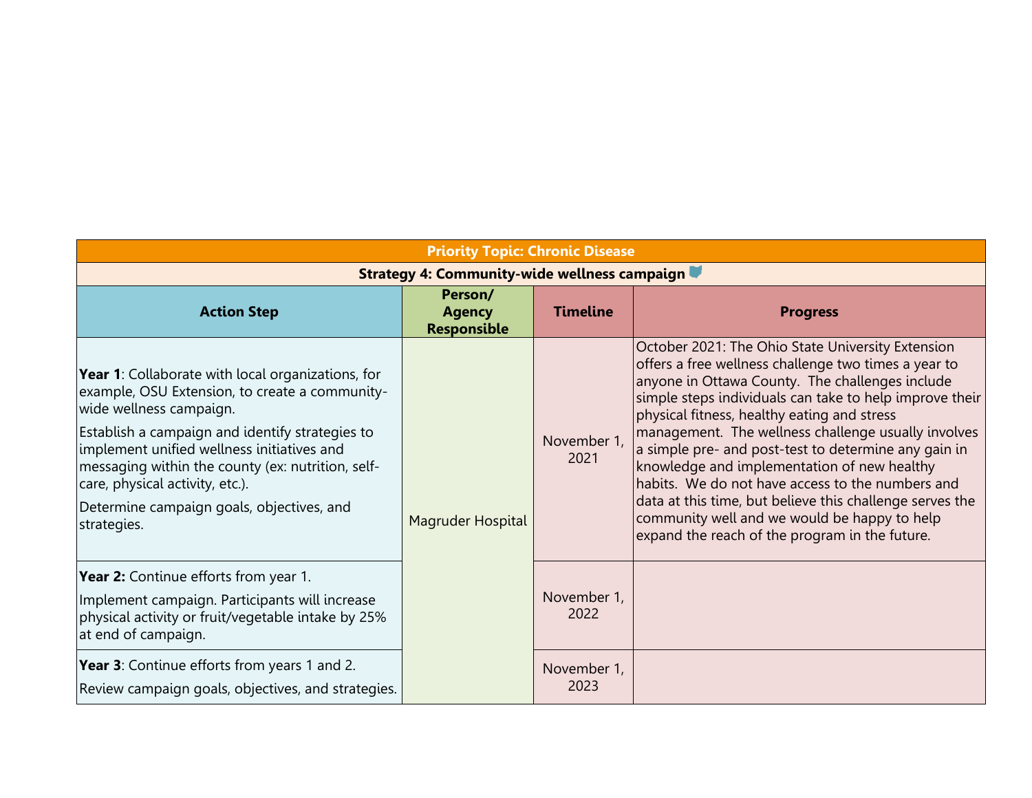| Priority Topic: Chronic Disease | | | |
|---|---|---|---|
| **Strategy 4: Community-wide wellness campaign** | | | |
| **Action Step** | **Person/ Agency Responsible** | **Timeline** | **Progress** |
| **Year 1**: Collaborate with local organizations, for example, OSU Extension, to create a community-wide wellness campaign. Establish a campaign and identify strategies to implement unified wellness initiatives and messaging within the county (ex: nutrition, self-care, physical activity, etc.). Determine campaign goals, objectives, and strategies. | Magruder Hospital | November 1, 2021 | October 2021: The Ohio State University Extension offers a free wellness challenge two times a year to anyone in Ottawa County. The challenges include simple steps individuals can take to help improve their physical fitness, healthy eating and stress management. The wellness challenge usually involves a simple pre- and post-test to determine any gain in knowledge and implementation of new healthy habits. We do not have access to the numbers and data at this time, but believe this challenge serves the community well and we would be happy to help expand the reach of the program in the future. |
| **Year 2:** Continue efforts from year 1. Implement campaign. Participants will increase physical activity or fruit/vegetable intake by 25% at end of campaign. | | November 1, 2022 | |
| **Year 3**: Continue efforts from years 1 and 2. Review campaign goals, objectives, and strategies. | | November 1, 2023 | |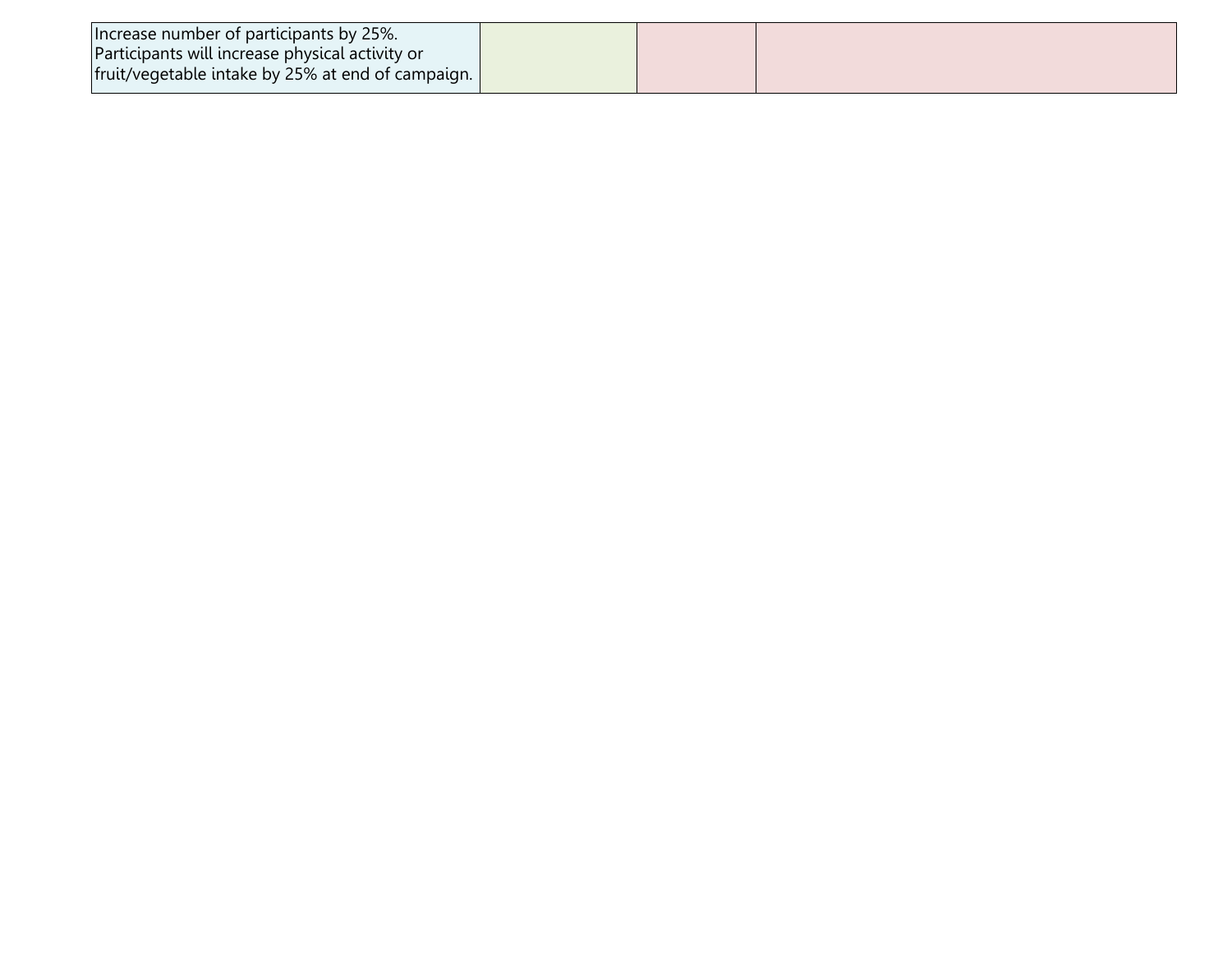| | | | |
|---|---|---|---|
| Increase number of participants by 25%. Participants will increase physical activity or fruit/vegetable intake by 25% at end of campaign. | | | |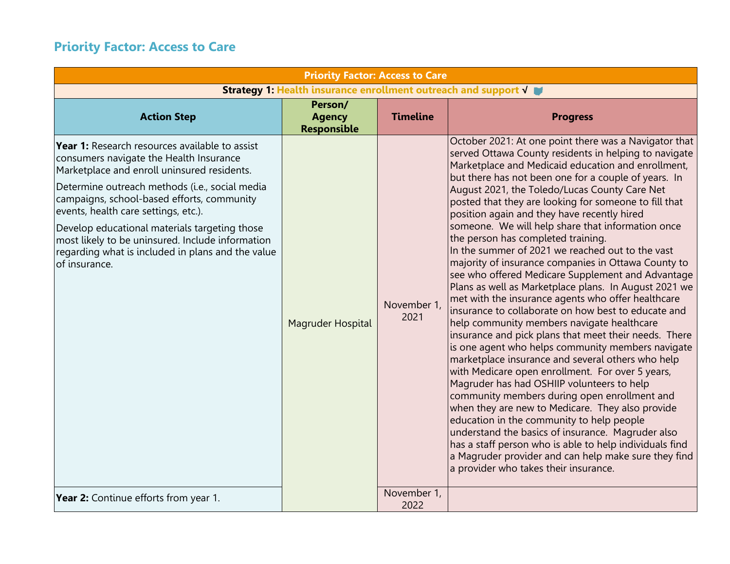## Priority Factor: Access to Care

| Priority Factor: Access to Care | | | |
|---|---|---|---|
| **Strategy 1: Health insurance enrollment outreach and support √** | | | |
| **Action Step** | **Person/ Agency Responsible** | **Timeline** | **Progress** |
| **Year 1:** Research resources available to assist consumers navigate the Health Insurance Marketplace and enroll uninsured residents.<br><br>Determine outreach methods (i.e., social media campaigns, school-based efforts, community events, health care settings, etc.).<br><br>Develop educational materials targeting those most likely to be uninsured. Include information regarding what is included in plans and the value of insurance. | Magruder Hospital | November 1, 2021 | October 2021: At one point there was a Navigator that served Ottawa County residents in helping to navigate Marketplace and Medicaid education and enrollment, but there has not been one for a couple of years. In August 2021, the Toledo/Lucas County Care Net posted that they are looking for someone to fill that position again and they have recently hired someone. We will help share that information once the person has completed training.<br>In the summer of 2021 we reached out to the vast majority of insurance companies in Ottawa County to see who offered Medicare Supplement and Advantage Plans as well as Marketplace plans. In August 2021 we met with the insurance agents who offer healthcare insurance to collaborate on how best to educate and help community members navigate healthcare insurance and pick plans that meet their needs. There is one agent who helps community members navigate marketplace insurance and several others who help with Medicare open enrollment. For over 5 years, Magruder has had OSHIIP volunteers to help community members during open enrollment and when they are new to Medicare. They also provide education in the community to help people understand the basics of insurance. Magruder also has a staff person who is able to help individuals find a Magruder provider and can help make sure they find a provider who takes their insurance. |
| **Year 2:** Continue efforts from year 1. | | November 1, 2022 | |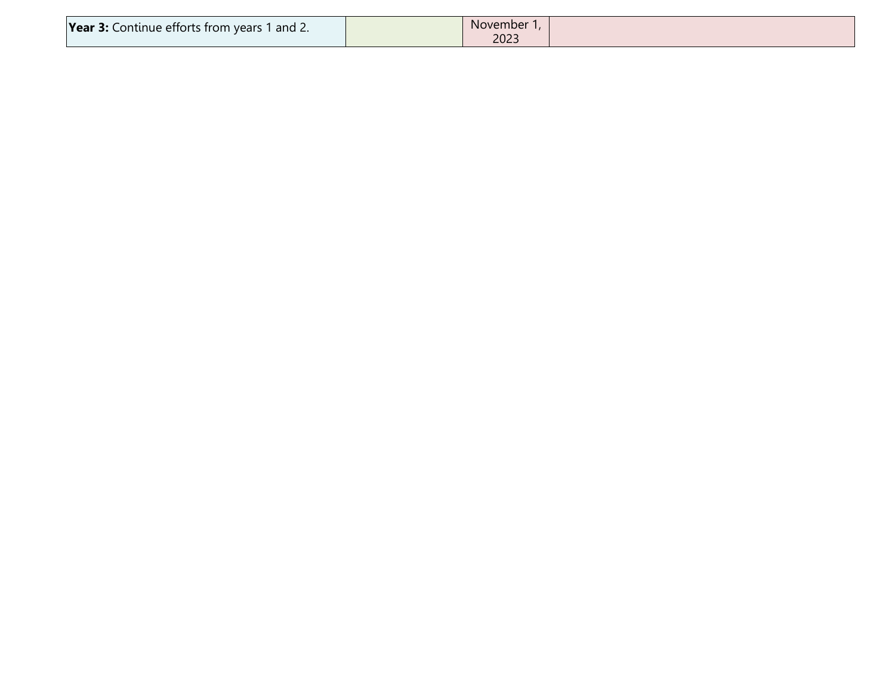| | | | |
|---|---|---|---|
| **Year 3:** Continue efforts from years 1 and 2. | | November 1, 2023 | |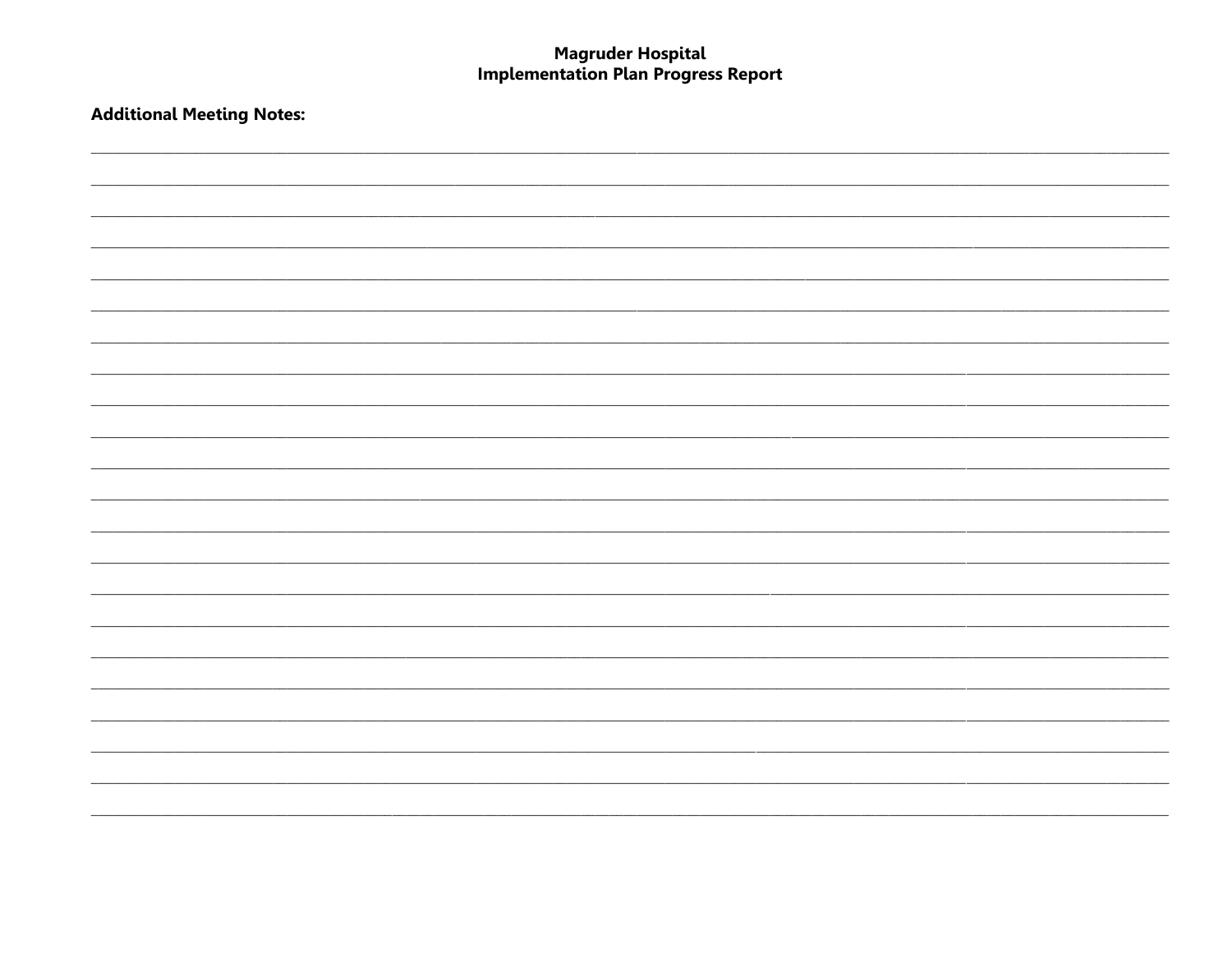**Magruder Hospital**
**Implementation Plan Progress Report**

**Additional Meeting Notes:**